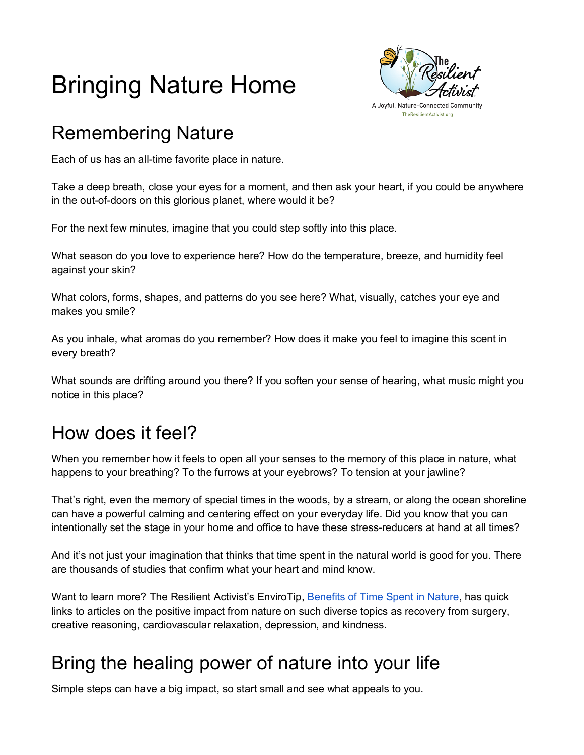# Bringing Nature Home

## Remembering Nature

Each of us has an all-time favorite place in nature.

Take a deep breath, close your eyes for a moment, and then ask your heart, if you could be anywhere in the out-of-doors on this glorious planet, where would it be?

For the next few minutes, imagine that you could step softly into this place.

What season do you love to experience here? How do the temperature, breeze, and humidity feel against your skin?

What colors, forms, shapes, and patterns do you see here? What, visually, catches your eye and makes you smile?

As you inhale, what aromas do you remember? How does it make you feel to imagine this scent in every breath?

What sounds are drifting around you there? If you soften your sense of hearing, what music might you notice in this place?

## How does it feel?

When you remember how it feels to open all your senses to the memory of this place in nature, what happens to your breathing? To the furrows at your eyebrows? To tension at your jawline?

That's right, even the memory of special times in the woods, by a stream, or along the ocean shoreline can have a powerful calming and centering effect on your everyday life. Did you know that you can intentionally set the stage in your home and office to have these stress-reducers at hand at all times?

And it's not just your imagination that thinks that time spent in the natural world is good for you. There are thousands of studies that confirm what your heart and mind know.

Want to learn more? The Resilient Activist's EnviroTip, Benefits of Time Spent in Nature, has quick links to articles on the positive impact from nature on such diverse topics as recovery from surgery, creative reasoning, cardiovascular relaxation, depression, and kindness.

## Bring the healing power of nature into your life

Simple steps can have a big impact, so start small and see what appeals to you.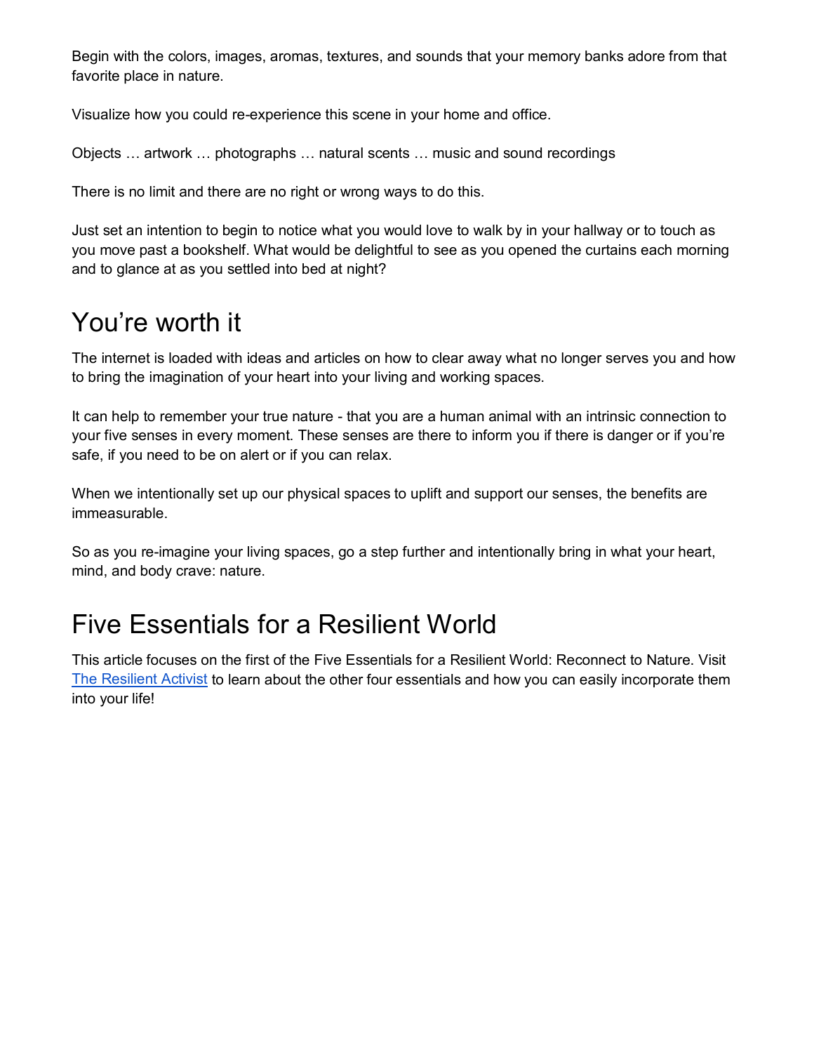Begin with the colors, images, aromas, textures, and sounds that your memory banks adore from that favorite place in nature.

Visualize how you could re-experience this scene in your home and office.

Objects … artwork … photographs … natural scents … music and sound recordings

There is no limit and there are no right or wrong ways to do this.

Just set an intention to begin to notice what you would love to walk by in your hallway or to touch as you move past a bookshelf. What would be delightful to see as you opened the curtains each morning and to glance at as you settled into bed at night?

## You're worth it

The internet is loaded with ideas and articles on how to clear away what no longer serves you and how to bring the imagination of your heart into your living and working spaces.

It can help to remember your true nature - that you are a human animal with an intrinsic connection to your five senses in every moment. These senses are there to inform you if there is danger or if you're safe, if you need to be on alert or if you can relax.

When we intentionally set up our physical spaces to uplift and support our senses, the benefits are immeasurable.

So as you re-imagine your living spaces, go a step further and intentionally bring in what your heart, mind, and body crave: nature.

## Five Essentials for a Resilient World

This article focuses on the first of the Five Essentials for a Resilient World: Reconnect to Nature. Visit The Resilient Activist to learn about the other four essentials and how you can easily incorporate them into your life!